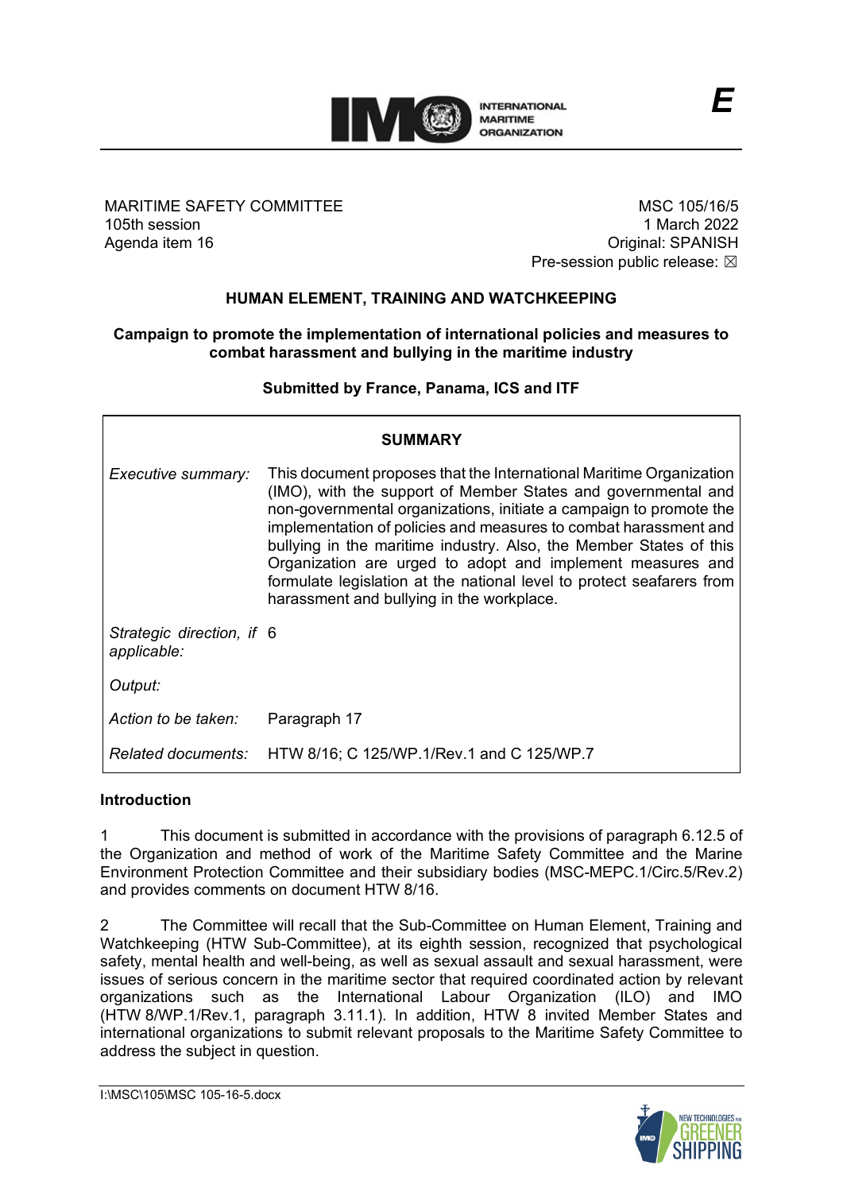E

| MARITIME SAFETY COMMITTEE | MSC 105/16/5 |
| --- | --- |
| 105th session | 1 March 2022 |
| Agenda item 16 | Original: SPANISH |
| | Pre-session public release: ☒ |

## HUMAN ELEMENT, TRAINING AND WATCHKEEPING

### Campaign to promote the implementation of international policies and measures to combat harassment and bullying in the maritime industry

**Submitted by France, Panama, ICS and ITF**

| SUMMARY | |
| --- | --- |
| *Executive summary:* | This document proposes that the International Maritime Organization (IMO), with the support of Member States and governmental and non-governmental organizations, initiate a campaign to promote the implementation of policies and measures to combat harassment and bullying in the maritime industry. Also, the Member States of this Organization are urged to adopt and implement measures and formulate legislation at the national level to protect seafarers from harassment and bullying in the workplace. |
| *Strategic direction, if applicable:* | 6 |
| *Output:* | |
| *Action to be taken:* | Paragraph 17 |
| *Related documents:* | HTW 8/16; C 125/WP.1/Rev.1 and C 125/WP.7 |

**Introduction**

1 This document is submitted in accordance with the provisions of paragraph 6.12.5 of the Organization and method of work of the Maritime Safety Committee and the Marine Environment Protection Committee and their subsidiary bodies (MSC-MEPC.1/Circ.5/Rev.2) and provides comments on document HTW 8/16.

2 The Committee will recall that the Sub-Committee on Human Element, Training and Watchkeeping (HTW Sub-Committee), at its eighth session, recognized that psychological safety, mental health and well-being, as well as sexual assault and sexual harassment, were issues of serious concern in the maritime sector that required coordinated action by relevant organizations such as the International Labour Organization (ILO) and IMO (HTW 8/WP.1/Rev.1, paragraph 3.11.1). In addition, HTW 8 invited Member States and international organizations to submit relevant proposals to the Maritime Safety Committee to address the subject in question.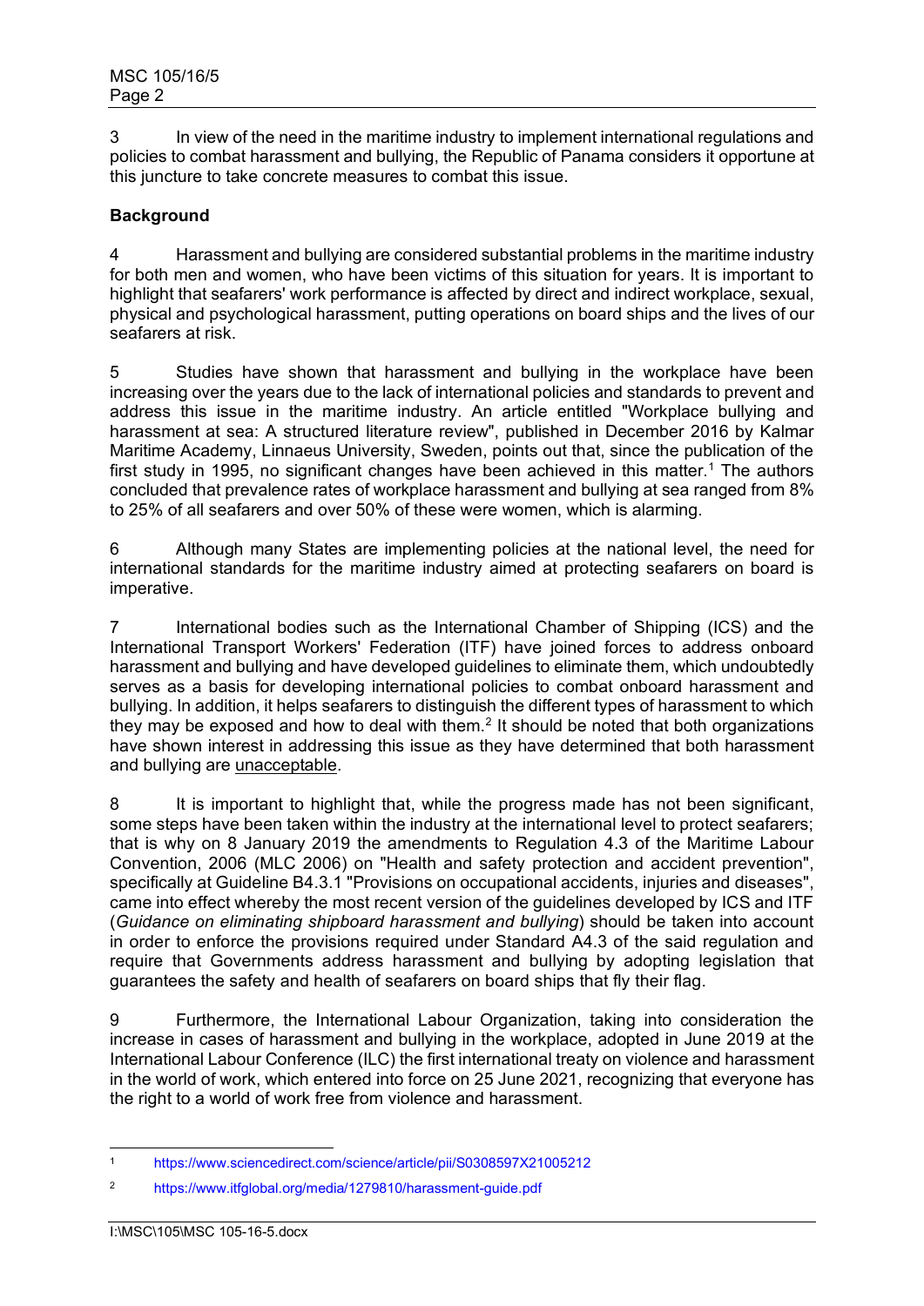3 In view of the need in the maritime industry to implement international regulations and policies to combat harassment and bullying, the Republic of Panama considers it opportune at this juncture to take concrete measures to combat this issue.

**Background**

4 Harassment and bullying are considered substantial problems in the maritime industry for both men and women, who have been victims of this situation for years. It is important to highlight that seafarers' work performance is affected by direct and indirect workplace, sexual, physical and psychological harassment, putting operations on board ships and the lives of our seafarers at risk.

5 Studies have shown that harassment and bullying in the workplace have been increasing over the years due to the lack of international policies and standards to prevent and address this issue in the maritime industry. An article entitled "Workplace bullying and harassment at sea: A structured literature review", published in December 2016 by Kalmar Maritime Academy, Linnaeus University, Sweden, points out that, since the publication of the first study in 1995, no significant changes have been achieved in this matter.[1] The authors concluded that prevalence rates of workplace harassment and bullying at sea ranged from 8% to 25% of all seafarers and over 50% of these were women, which is alarming.

6 Although many States are implementing policies at the national level, the need for international standards for the maritime industry aimed at protecting seafarers on board is imperative.

7 International bodies such as the International Chamber of Shipping (ICS) and the International Transport Workers' Federation (ITF) have joined forces to address onboard harassment and bullying and have developed guidelines to eliminate them, which undoubtedly serves as a basis for developing international policies to combat onboard harassment and bullying. In addition, it helps seafarers to distinguish the different types of harassment to which they may be exposed and how to deal with them.[2] It should be noted that both organizations have shown interest in addressing this issue as they have determined that both harassment and bullying are <u>unacceptable</u>.

8 It is important to highlight that, while the progress made has not been significant, some steps have been taken within the industry at the international level to protect seafarers; that is why on 8 January 2019 the amendments to Regulation 4.3 of the Maritime Labour Convention, 2006 (MLC 2006) on "Health and safety protection and accident prevention", specifically at Guideline B4.3.1 "Provisions on occupational accidents, injuries and diseases", came into effect whereby the most recent version of the guidelines developed by ICS and ITF (*Guidance on eliminating shipboard harassment and bullying*) should be taken into account in order to enforce the provisions required under Standard A4.3 of the said regulation and require that Governments address harassment and bullying by adopting legislation that guarantees the safety and health of seafarers on board ships that fly their flag.

9 Furthermore, the International Labour Organization, taking into consideration the increase in cases of harassment and bullying in the workplace, adopted in June 2019 at the International Labour Conference (ILC) the first international treaty on violence and harassment in the world of work, which entered into force on 25 June 2021, recognizing that everyone has the right to a world of work free from violence and harassment.

---

[1] https://www.sciencedirect.com/science/article/pii/S0308597X21005212

[2] https://www.itfglobal.org/media/1279810/harassment-guide.pdf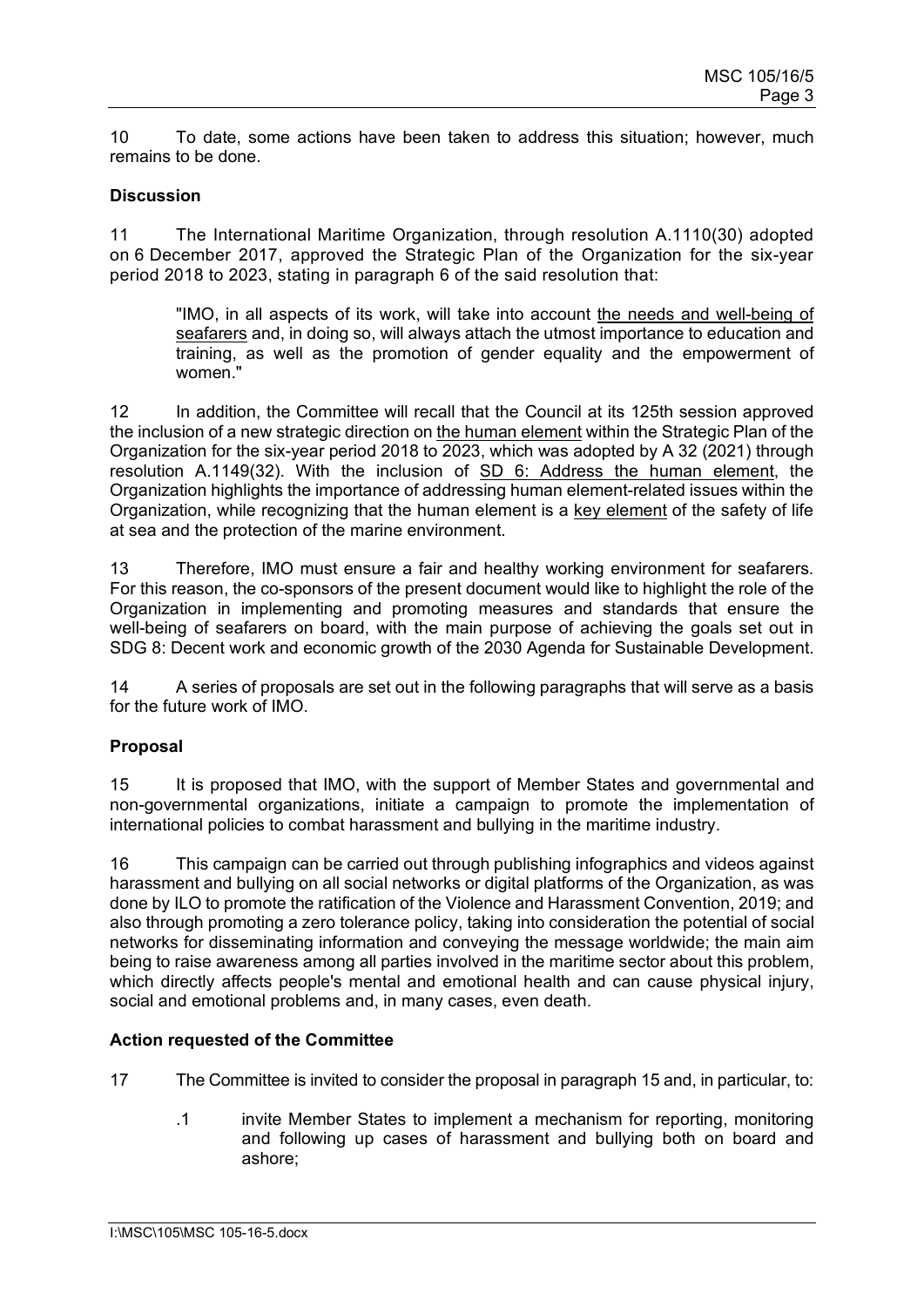10 To date, some actions have been taken to address this situation; however, much remains to be done.

**Discussion**

11 The International Maritime Organization, through resolution A.1110(30) adopted on 6 December 2017, approved the Strategic Plan of the Organization for the six-year period 2018 to 2023, stating in paragraph 6 of the said resolution that:

> "IMO, in all aspects of its work, will take into account the needs and well-being of seafarers and, in doing so, will always attach the utmost importance to education and training, as well as the promotion of gender equality and the empowerment of women."

12 In addition, the Committee will recall that the Council at its 125th session approved the inclusion of a new strategic direction on the human element within the Strategic Plan of the Organization for the six-year period 2018 to 2023, which was adopted by A 32 (2021) through resolution A.1149(32). With the inclusion of SD 6: Address the human element, the Organization highlights the importance of addressing human element-related issues within the Organization, while recognizing that the human element is a key element of the safety of life at sea and the protection of the marine environment.

13 Therefore, IMO must ensure a fair and healthy working environment for seafarers. For this reason, the co-sponsors of the present document would like to highlight the role of the Organization in implementing and promoting measures and standards that ensure the well-being of seafarers on board, with the main purpose of achieving the goals set out in SDG 8: Decent work and economic growth of the 2030 Agenda for Sustainable Development.

14 A series of proposals are set out in the following paragraphs that will serve as a basis for the future work of IMO.

**Proposal**

15 It is proposed that IMO, with the support of Member States and governmental and non-governmental organizations, initiate a campaign to promote the implementation of international policies to combat harassment and bullying in the maritime industry.

16 This campaign can be carried out through publishing infographics and videos against harassment and bullying on all social networks or digital platforms of the Organization, as was done by ILO to promote the ratification of the Violence and Harassment Convention, 2019; and also through promoting a zero tolerance policy, taking into consideration the potential of social networks for disseminating information and conveying the message worldwide; the main aim being to raise awareness among all parties involved in the maritime sector about this problem, which directly affects people's mental and emotional health and can cause physical injury, social and emotional problems and, in many cases, even death.

**Action requested of the Committee**

17 The Committee is invited to consider the proposal in paragraph 15 and, in particular, to:

.1 invite Member States to implement a mechanism for reporting, monitoring and following up cases of harassment and bullying both on board and ashore;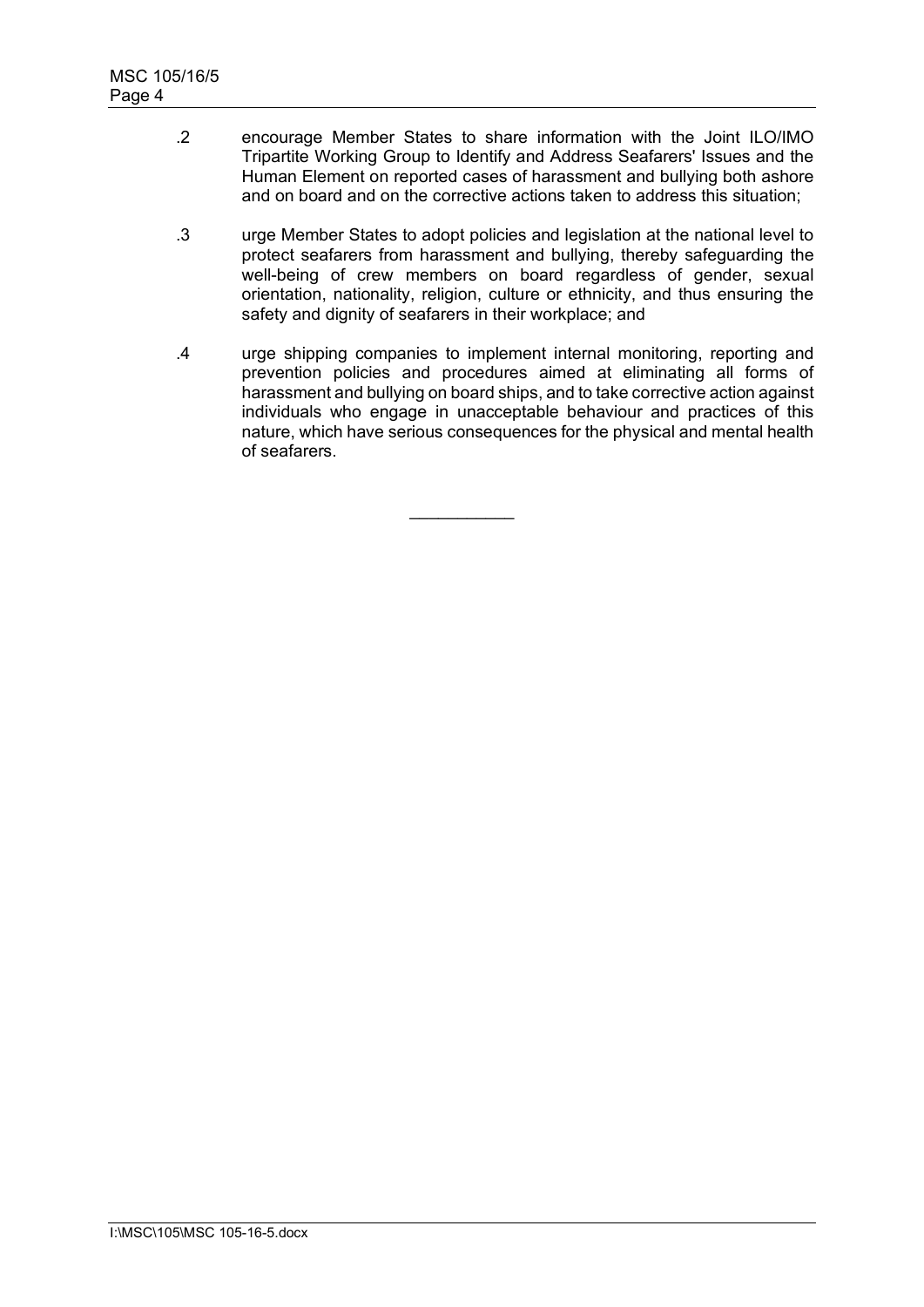.2 encourage Member States to share information with the Joint ILO/IMO Tripartite Working Group to Identify and Address Seafarers' Issues and the Human Element on reported cases of harassment and bullying both ashore and on board and on the corrective actions taken to address this situation;

.3 urge Member States to adopt policies and legislation at the national level to protect seafarers from harassment and bullying, thereby safeguarding the well-being of crew members on board regardless of gender, sexual orientation, nationality, religion, culture or ethnicity, and thus ensuring the safety and dignity of seafarers in their workplace; and

.4 urge shipping companies to implement internal monitoring, reporting and prevention policies and procedures aimed at eliminating all forms of harassment and bullying on board ships, and to take corrective action against individuals who engage in unacceptable behaviour and practices of this nature, which have serious consequences for the physical and mental health of seafarers.

___________